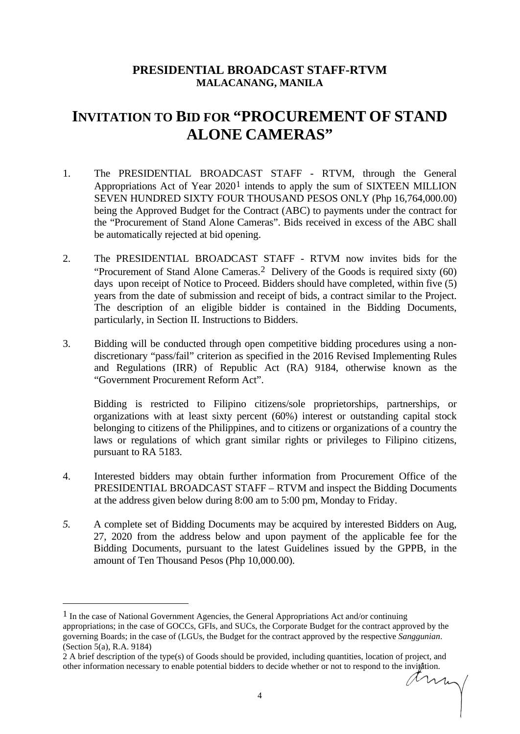**PRESIDENTIAL BROADCAST STAFF-RTVM**
**MALACANANG, MANILA**

# INVITATION TO BID FOR "PROCUREMENT OF STAND ALONE CAMERAS"

1. The PRESIDENTIAL BROADCAST STAFF - RTVM, through the General Appropriations Act of Year 2020[1] intends to apply the sum of SIXTEEN MILLION SEVEN HUNDRED SIXTY FOUR THOUSAND PESOS ONLY (Php 16,764,000.00) being the Approved Budget for the Contract (ABC) to payments under the contract for the "Procurement of Stand Alone Cameras". Bids received in excess of the ABC shall be automatically rejected at bid opening.

2. The PRESIDENTIAL BROADCAST STAFF - RTVM now invites bids for the "Procurement of Stand Alone Cameras.[2] Delivery of the Goods is required sixty (60) days upon receipt of Notice to Proceed. Bidders should have completed, within five (5) years from the date of submission and receipt of bids, a contract similar to the Project. The description of an eligible bidder is contained in the Bidding Documents, particularly, in Section II. Instructions to Bidders.

3. Bidding will be conducted through open competitive bidding procedures using a non-discretionary "pass/fail" criterion as specified in the 2016 Revised Implementing Rules and Regulations (IRR) of Republic Act (RA) 9184, otherwise known as the "Government Procurement Reform Act".

   Bidding is restricted to Filipino citizens/sole proprietorships, partnerships, or organizations with at least sixty percent (60%) interest or outstanding capital stock belonging to citizens of the Philippines, and to citizens or organizations of a country the laws or regulations of which grant similar rights or privileges to Filipino citizens, pursuant to RA 5183.

4. Interested bidders may obtain further information from Procurement Office of the PRESIDENTIAL BROADCAST STAFF – RTVM and inspect the Bidding Documents at the address given below during 8:00 am to 5:00 pm, Monday to Friday.

5. A complete set of Bidding Documents may be acquired by interested Bidders on Aug, 27, 2020 from the address below and upon payment of the applicable fee for the Bidding Documents, pursuant to the latest Guidelines issued by the GPPB, in the amount of Ten Thousand Pesos (Php 10,000.00).

---

[1] In the case of National Government Agencies, the General Appropriations Act and/or continuing appropriations; in the case of GOCCs, GFIs, and SUCs, the Corporate Budget for the contract approved by the governing Boards; in the case of (LGUs, the Budget for the contract approved by the respective *Sanggunian*. (Section 5(a), R.A. 9184)

[2] A brief description of the type(s) of Goods should be provided, including quantities, location of project, and other information necessary to enable potential bidders to decide whether or not to respond to the invitation.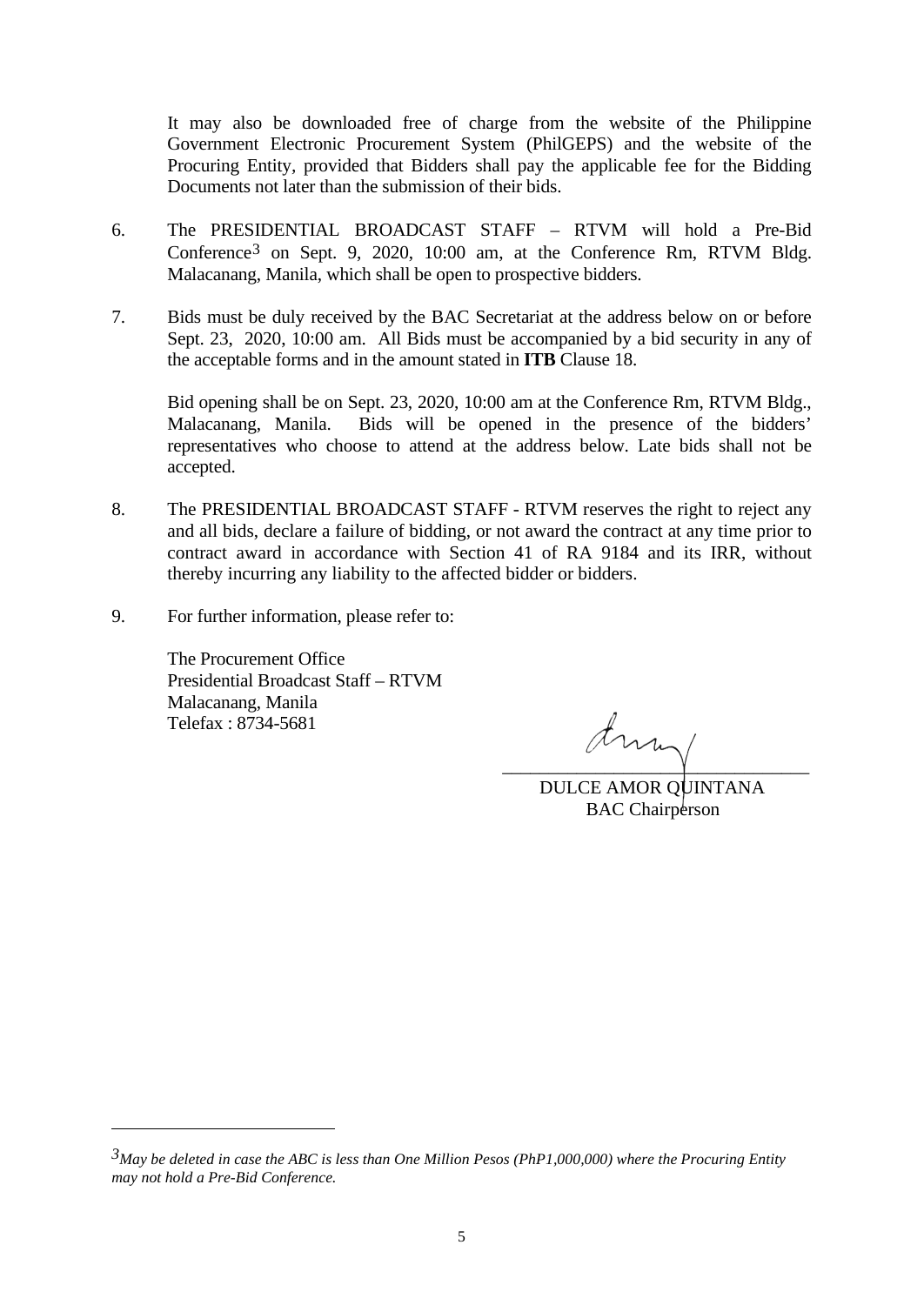It may also be downloaded free of charge from the website of the Philippine Government Electronic Procurement System (PhilGEPS) and the website of the Procuring Entity, provided that Bidders shall pay the applicable fee for the Bidding Documents not later than the submission of their bids.

6. The PRESIDENTIAL BROADCAST STAFF – RTVM will hold a Pre-Bid Conference[3] on Sept. 9, 2020, 10:00 am, at the Conference Rm, RTVM Bldg. Malacanang, Manila, which shall be open to prospective bidders.

7. Bids must be duly received by the BAC Secretariat at the address below on or before Sept. 23, 2020, 10:00 am. All Bids must be accompanied by a bid security in any of the acceptable forms and in the amount stated in **ITB** Clause 18.

   Bid opening shall be on Sept. 23, 2020, 10:00 am at the Conference Rm, RTVM Bldg., Malacanang, Manila. Bids will be opened in the presence of the bidders' representatives who choose to attend at the address below. Late bids shall not be accepted.

8. The PRESIDENTIAL BROADCAST STAFF - RTVM reserves the right to reject any and all bids, declare a failure of bidding, or not award the contract at any time prior to contract award in accordance with Section 41 of RA 9184 and its IRR, without thereby incurring any liability to the affected bidder or bidders.

9. For further information, please refer to:

   The Procurement Office
   Presidential Broadcast Staff – RTVM
   Malacanang, Manila
   Telefax : 8734-5681

DULCE AMOR QUINTANA
BAC Chairperson

---

[3] *May be deleted in case the ABC is less than One Million Pesos (PhP1,000,000) where the Procuring Entity may not hold a Pre-Bid Conference.*